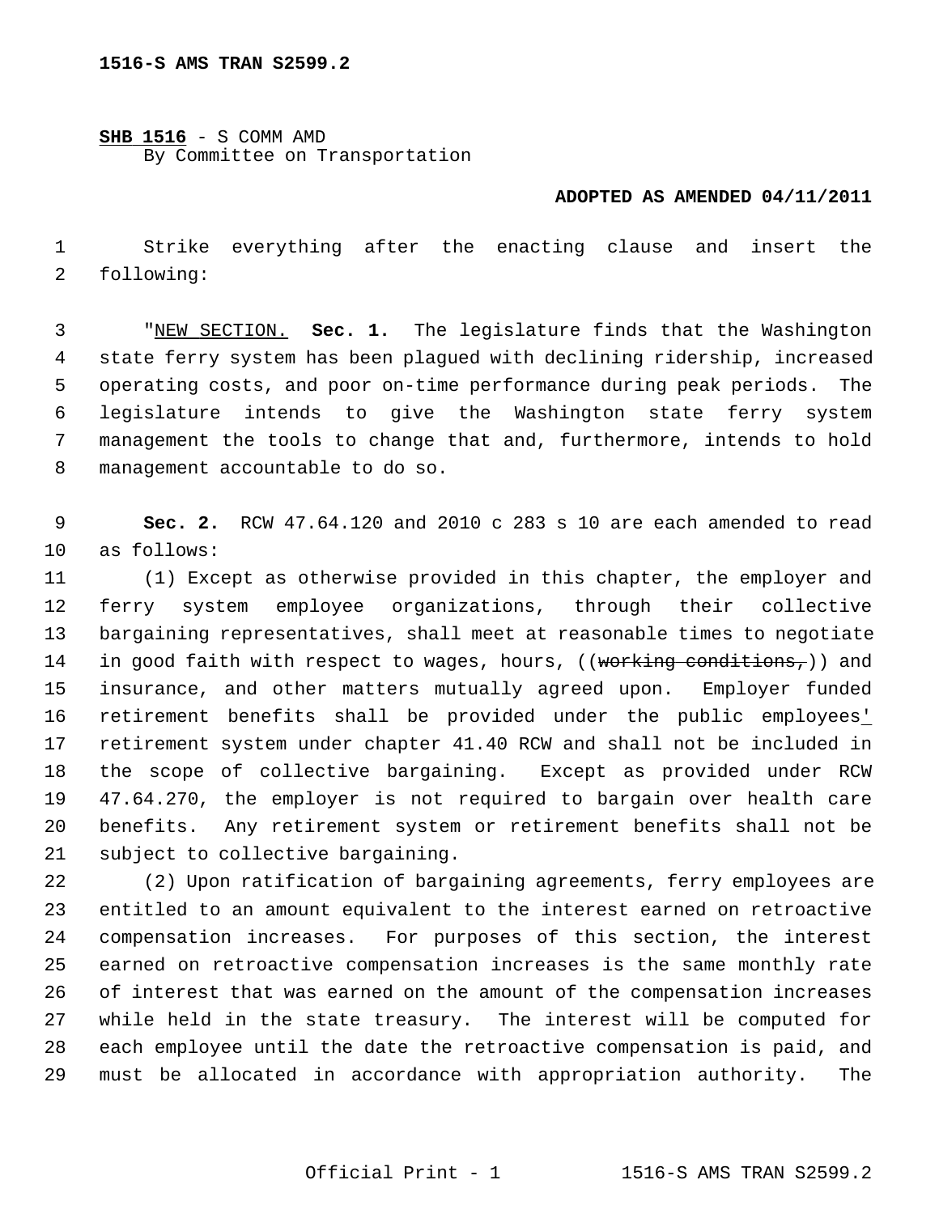1516-S AMS TRAN S2599.2

**SHB 1516** - S COMM AMD
By Committee on Transportation

**ADOPTED AS AMENDED 04/11/2011**

Strike everything after the enacting clause and insert the following:

"NEW SECTION. **Sec. 1.** The legislature finds that the Washington state ferry system has been plagued with declining ridership, increased operating costs, and poor on-time performance during peak periods. The legislature intends to give the Washington state ferry system management the tools to change that and, furthermore, intends to hold management accountable to do so.

**Sec. 2.** RCW 47.64.120 and 2010 c 283 s 10 are each amended to read as follows:

(1) Except as otherwise provided in this chapter, the employer and ferry system employee organizations, through their collective bargaining representatives, shall meet at reasonable times to negotiate in good faith with respect to wages, hours, ((~~working conditions,~~)) and insurance, and other matters mutually agreed upon. Employer funded retirement benefits shall be provided under the public employees' retirement system under chapter 41.40 RCW and shall not be included in the scope of collective bargaining. Except as provided under RCW 47.64.270, the employer is not required to bargain over health care benefits. Any retirement system or retirement benefits shall not be subject to collective bargaining.

(2) Upon ratification of bargaining agreements, ferry employees are entitled to an amount equivalent to the interest earned on retroactive compensation increases. For purposes of this section, the interest earned on retroactive compensation increases is the same monthly rate of interest that was earned on the amount of the compensation increases while held in the state treasury. The interest will be computed for each employee until the date the retroactive compensation is paid, and must be allocated in accordance with appropriation authority. The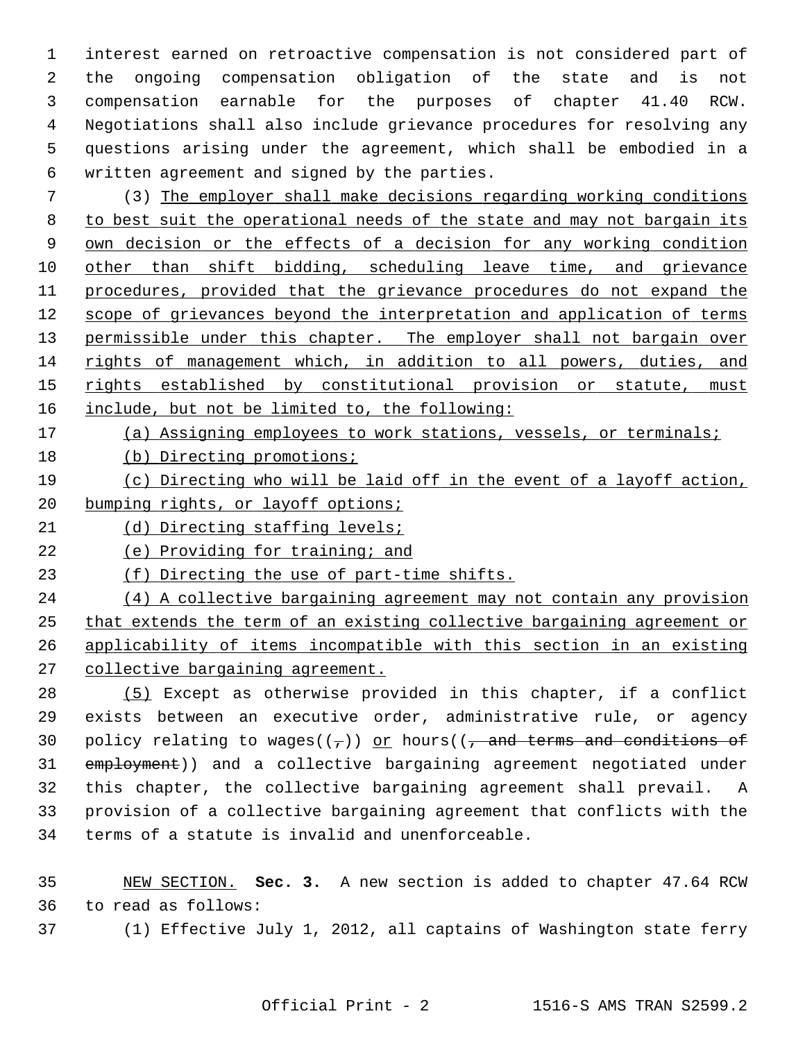interest earned on retroactive compensation is not considered part of the ongoing compensation obligation of the state and is not compensation earnable for the purposes of chapter 41.40 RCW. Negotiations shall also include grievance procedures for resolving any questions arising under the agreement, which shall be embodied in a written agreement and signed by the parties.

(3) <u>The employer shall make decisions regarding working conditions to best suit the operational needs of the state and may not bargain its own decision or the effects of a decision for any working condition other than shift bidding, scheduling leave time, and grievance procedures, provided that the grievance procedures do not expand the scope of grievances beyond the interpretation and application of terms permissible under this chapter. The employer shall not bargain over rights of management which, in addition to all powers, duties, and rights established by constitutional provision or statute, must include, but not be limited to, the following:</u>

<u>(a) Assigning employees to work stations, vessels, or terminals;</u>

<u>(b) Directing promotions;</u>

<u>(c) Directing who will be laid off in the event of a layoff action, bumping rights, or layoff options;</u>

<u>(d) Directing staffing levels;</u>

<u>(e) Providing for training; and</u>

<u>(f) Directing the use of part-time shifts.</u>

<u>(4) A collective bargaining agreement may not contain any provision that extends the term of an existing collective bargaining agreement or applicability of items incompatible with this section in an existing collective bargaining agreement.</u>

<u>(5)</u> Except as otherwise provided in this chapter, if a conflict exists between an executive order, administrative rule, or agency policy relating to wages((~~,~~)) <u>or</u> hours((~~, and terms and conditions of employment~~)) and a collective bargaining agreement negotiated under this chapter, the collective bargaining agreement shall prevail. A provision of a collective bargaining agreement that conflicts with the terms of a statute is invalid and unenforceable.

<u>NEW SECTION.</u> **Sec. 3.** A new section is added to chapter 47.64 RCW to read as follows:

(1) Effective July 1, 2012, all captains of Washington state ferry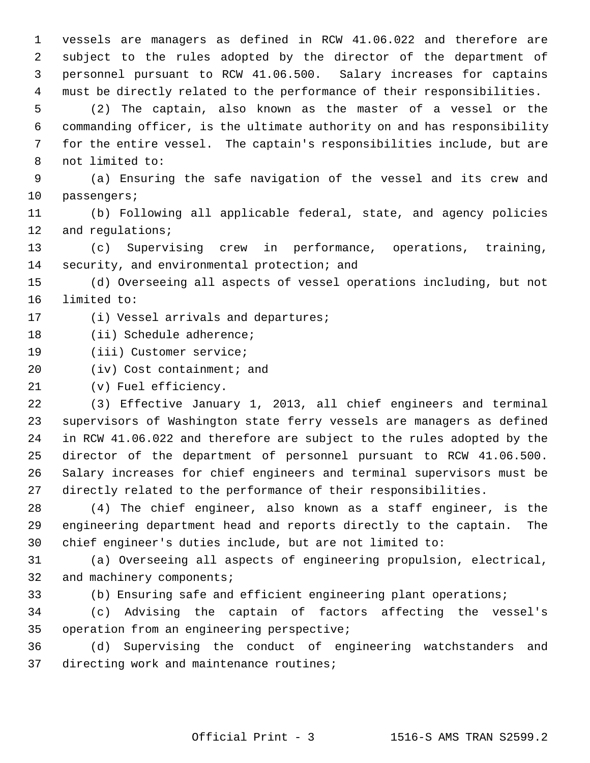vessels are managers as defined in RCW 41.06.022 and therefore are subject to the rules adopted by the director of the department of personnel pursuant to RCW 41.06.500. Salary increases for captains must be directly related to the performance of their responsibilities.

(2) The captain, also known as the master of a vessel or the commanding officer, is the ultimate authority on and has responsibility for the entire vessel. The captain's responsibilities include, but are not limited to:

(a) Ensuring the safe navigation of the vessel and its crew and passengers;

(b) Following all applicable federal, state, and agency policies and regulations;

(c) Supervising crew in performance, operations, training, security, and environmental protection; and

(d) Overseeing all aspects of vessel operations including, but not limited to:

(i) Vessel arrivals and departures;

(ii) Schedule adherence;

(iii) Customer service;

(iv) Cost containment; and

(v) Fuel efficiency.

(3) Effective January 1, 2013, all chief engineers and terminal supervisors of Washington state ferry vessels are managers as defined in RCW 41.06.022 and therefore are subject to the rules adopted by the director of the department of personnel pursuant to RCW 41.06.500. Salary increases for chief engineers and terminal supervisors must be directly related to the performance of their responsibilities.

(4) The chief engineer, also known as a staff engineer, is the engineering department head and reports directly to the captain. The chief engineer's duties include, but are not limited to:

(a) Overseeing all aspects of engineering propulsion, electrical, and machinery components;

(b) Ensuring safe and efficient engineering plant operations;

(c) Advising the captain of factors affecting the vessel's operation from an engineering perspective;

(d) Supervising the conduct of engineering watchstanders and directing work and maintenance routines;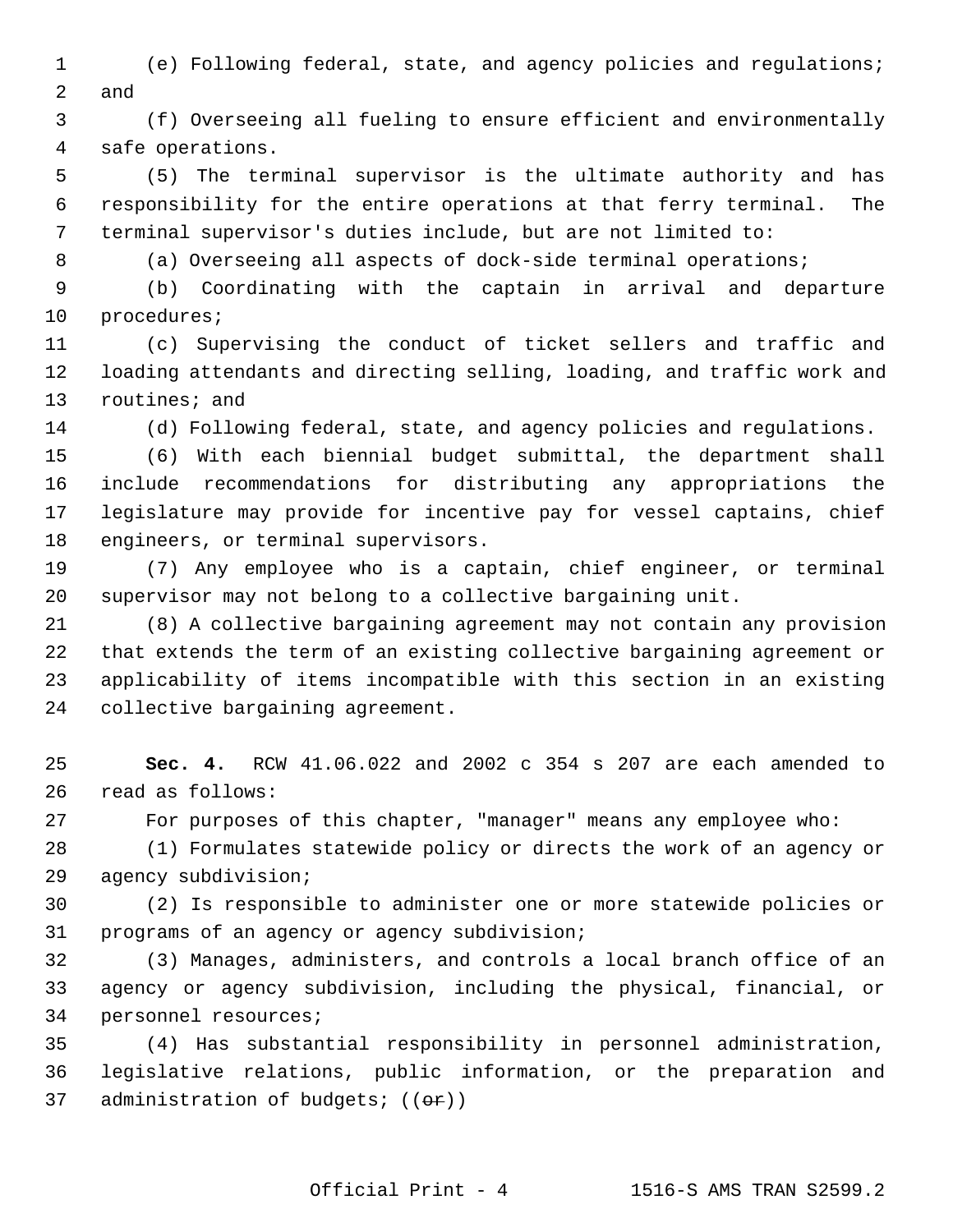(e) Following federal, state, and agency policies and regulations; and

(f) Overseeing all fueling to ensure efficient and environmentally safe operations.

(5) The terminal supervisor is the ultimate authority and has responsibility for the entire operations at that ferry terminal. The terminal supervisor's duties include, but are not limited to:

(a) Overseeing all aspects of dock-side terminal operations;

(b) Coordinating with the captain in arrival and departure procedures;

(c) Supervising the conduct of ticket sellers and traffic and loading attendants and directing selling, loading, and traffic work and routines; and

(d) Following federal, state, and agency policies and regulations.

(6) With each biennial budget submittal, the department shall include recommendations for distributing any appropriations the legislature may provide for incentive pay for vessel captains, chief engineers, or terminal supervisors.

(7) Any employee who is a captain, chief engineer, or terminal supervisor may not belong to a collective bargaining unit.

(8) A collective bargaining agreement may not contain any provision that extends the term of an existing collective bargaining agreement or applicability of items incompatible with this section in an existing collective bargaining agreement.

**Sec. 4.** RCW 41.06.022 and 2002 c 354 s 207 are each amended to read as follows:

For purposes of this chapter, "manager" means any employee who:

(1) Formulates statewide policy or directs the work of an agency or agency subdivision;

(2) Is responsible to administer one or more statewide policies or programs of an agency or agency subdivision;

(3) Manages, administers, and controls a local branch office of an agency or agency subdivision, including the physical, financial, or personnel resources;

(4) Has substantial responsibility in personnel administration, legislative relations, public information, or the preparation and administration of budgets; ((~~or~~))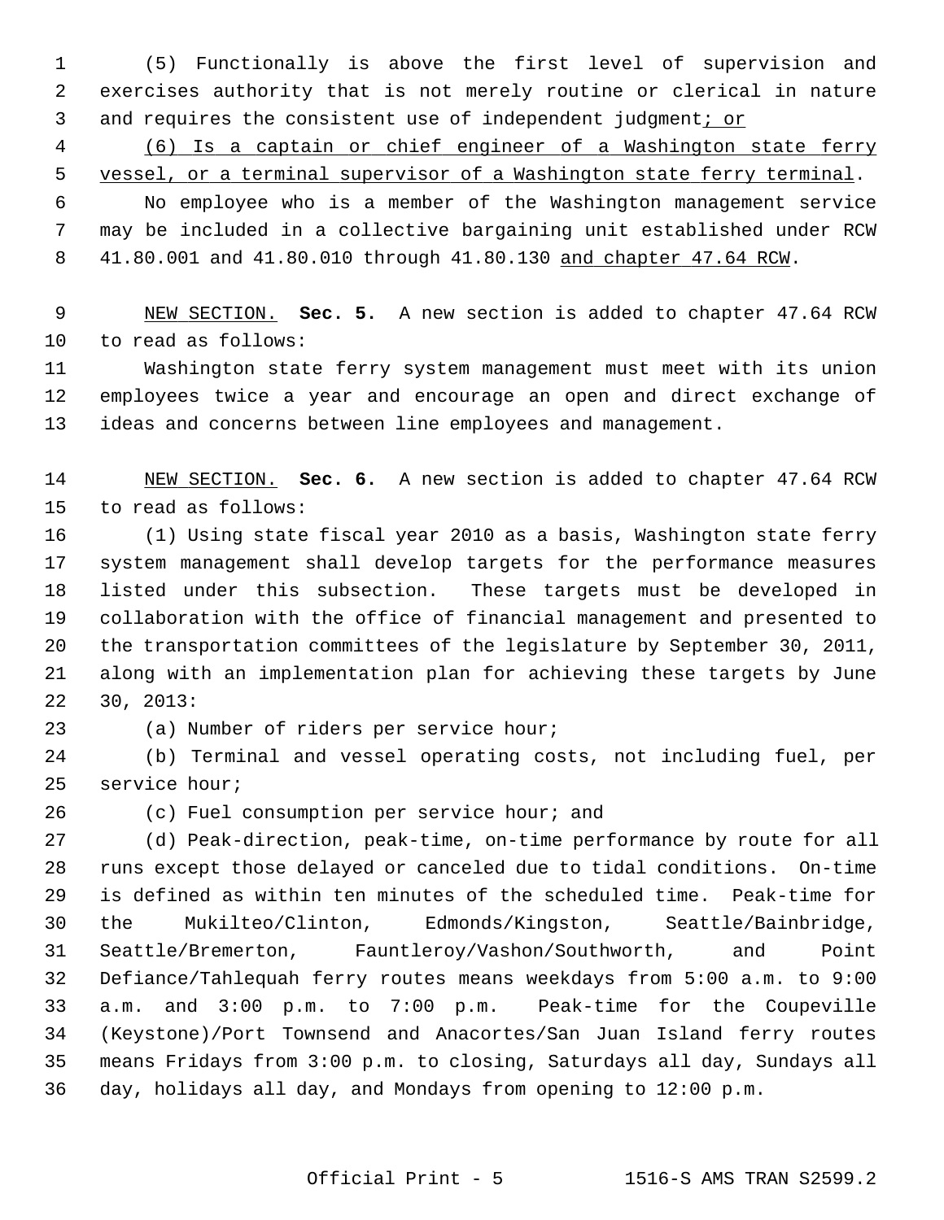(5) Functionally is above the first level of supervision and exercises authority that is not merely routine or clerical in nature and requires the consistent use of independent judgment<u>; or</u>

<u>(6) Is a captain or chief engineer of a Washington state ferry vessel, or a terminal supervisor of a Washington state ferry terminal</u>.

No employee who is a member of the Washington management service may be included in a collective bargaining unit established under RCW 41.80.001 and 41.80.010 through 41.80.130 <u>and chapter 47.64 RCW</u>.

<u>NEW SECTION.</u> **Sec. 5.** A new section is added to chapter 47.64 RCW to read as follows:

Washington state ferry system management must meet with its union employees twice a year and encourage an open and direct exchange of ideas and concerns between line employees and management.

<u>NEW SECTION.</u> **Sec. 6.** A new section is added to chapter 47.64 RCW to read as follows:

(1) Using state fiscal year 2010 as a basis, Washington state ferry system management shall develop targets for the performance measures listed under this subsection. These targets must be developed in collaboration with the office of financial management and presented to the transportation committees of the legislature by September 30, 2011, along with an implementation plan for achieving these targets by June 30, 2013:

(a) Number of riders per service hour;

(b) Terminal and vessel operating costs, not including fuel, per service hour;

(c) Fuel consumption per service hour; and

(d) Peak-direction, peak-time, on-time performance by route for all runs except those delayed or canceled due to tidal conditions. On-time is defined as within ten minutes of the scheduled time. Peak-time for the Mukilteo/Clinton, Edmonds/Kingston, Seattle/Bainbridge, Seattle/Bremerton, Fauntleroy/Vashon/Southworth, and Point Defiance/Tahlequah ferry routes means weekdays from 5:00 a.m. to 9:00 a.m. and 3:00 p.m. to 7:00 p.m. Peak-time for the Coupeville (Keystone)/Port Townsend and Anacortes/San Juan Island ferry routes means Fridays from 3:00 p.m. to closing, Saturdays all day, Sundays all day, holidays all day, and Mondays from opening to 12:00 p.m.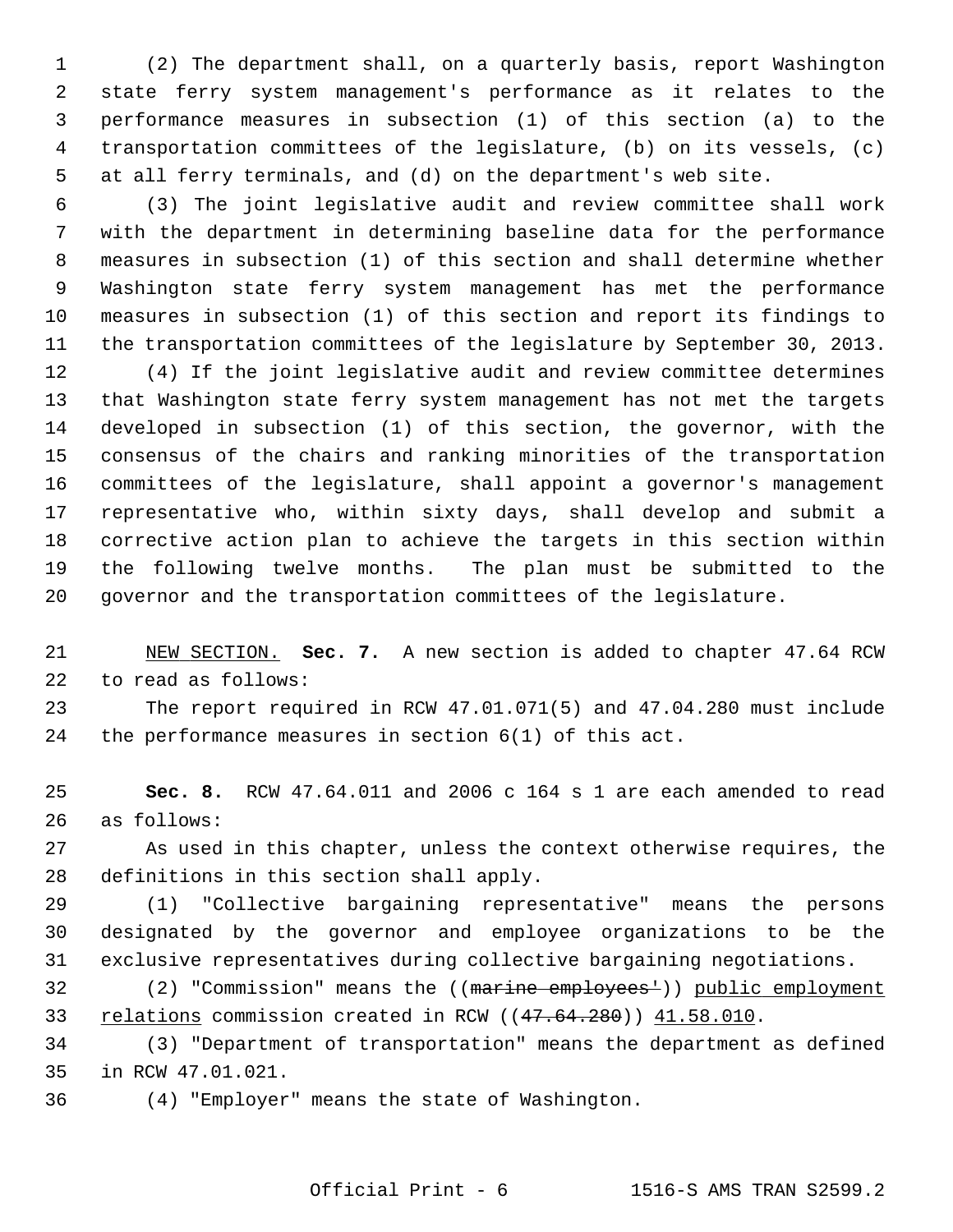(2) The department shall, on a quarterly basis, report Washington state ferry system management's performance as it relates to the performance measures in subsection (1) of this section (a) to the transportation committees of the legislature, (b) on its vessels, (c) at all ferry terminals, and (d) on the department's web site.

(3) The joint legislative audit and review committee shall work with the department in determining baseline data for the performance measures in subsection (1) of this section and shall determine whether Washington state ferry system management has met the performance measures in subsection (1) of this section and report its findings to the transportation committees of the legislature by September 30, 2013.

(4) If the joint legislative audit and review committee determines that Washington state ferry system management has not met the targets developed in subsection (1) of this section, the governor, with the consensus of the chairs and ranking minorities of the transportation committees of the legislature, shall appoint a governor's management representative who, within sixty days, shall develop and submit a corrective action plan to achieve the targets in this section within the following twelve months. The plan must be submitted to the governor and the transportation committees of the legislature.

NEW SECTION. **Sec. 7.** A new section is added to chapter 47.64 RCW to read as follows:

The report required in RCW 47.01.071(5) and 47.04.280 must include the performance measures in section 6(1) of this act.

**Sec. 8.** RCW 47.64.011 and 2006 c 164 s 1 are each amended to read as follows:

As used in this chapter, unless the context otherwise requires, the definitions in this section shall apply.

(1) "Collective bargaining representative" means the persons designated by the governor and employee organizations to be the exclusive representatives during collective bargaining negotiations.

(2) "Commission" means the ((~~marine employees'~~)) public employment relations commission created in RCW ((~~47.64.280~~)) 41.58.010.

(3) "Department of transportation" means the department as defined in RCW 47.01.021.

(4) "Employer" means the state of Washington.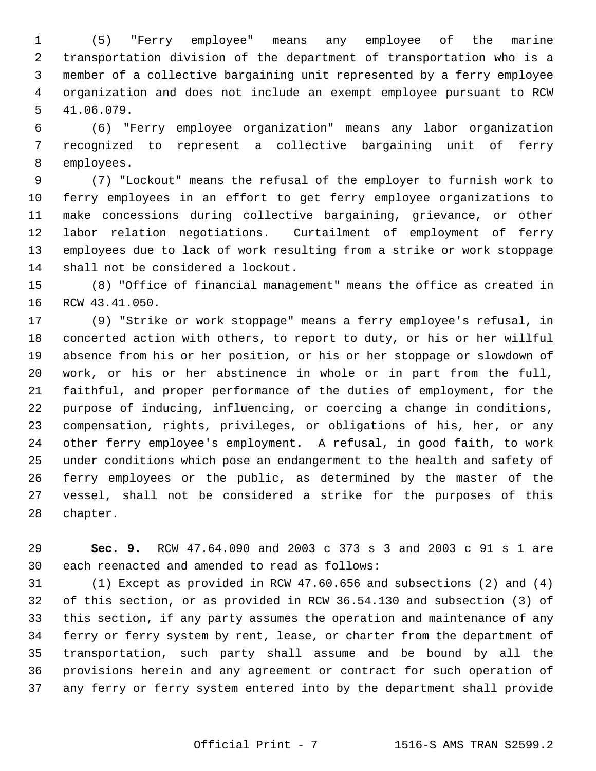(5) "Ferry employee" means any employee of the marine transportation division of the department of transportation who is a member of a collective bargaining unit represented by a ferry employee organization and does not include an exempt employee pursuant to RCW 41.06.079.

(6) "Ferry employee organization" means any labor organization recognized to represent a collective bargaining unit of ferry employees.

(7) "Lockout" means the refusal of the employer to furnish work to ferry employees in an effort to get ferry employee organizations to make concessions during collective bargaining, grievance, or other labor relation negotiations. Curtailment of employment of ferry employees due to lack of work resulting from a strike or work stoppage shall not be considered a lockout.

(8) "Office of financial management" means the office as created in RCW 43.41.050.

(9) "Strike or work stoppage" means a ferry employee's refusal, in concerted action with others, to report to duty, or his or her willful absence from his or her position, or his or her stoppage or slowdown of work, or his or her abstinence in whole or in part from the full, faithful, and proper performance of the duties of employment, for the purpose of inducing, influencing, or coercing a change in conditions, compensation, rights, privileges, or obligations of his, her, or any other ferry employee's employment. A refusal, in good faith, to work under conditions which pose an endangerment to the health and safety of ferry employees or the public, as determined by the master of the vessel, shall not be considered a strike for the purposes of this chapter.

**Sec. 9.** RCW 47.64.090 and 2003 c 373 s 3 and 2003 c 91 s 1 are each reenacted and amended to read as follows:

(1) Except as provided in RCW 47.60.656 and subsections (2) and (4) of this section, or as provided in RCW 36.54.130 and subsection (3) of this section, if any party assumes the operation and maintenance of any ferry or ferry system by rent, lease, or charter from the department of transportation, such party shall assume and be bound by all the provisions herein and any agreement or contract for such operation of any ferry or ferry system entered into by the department shall provide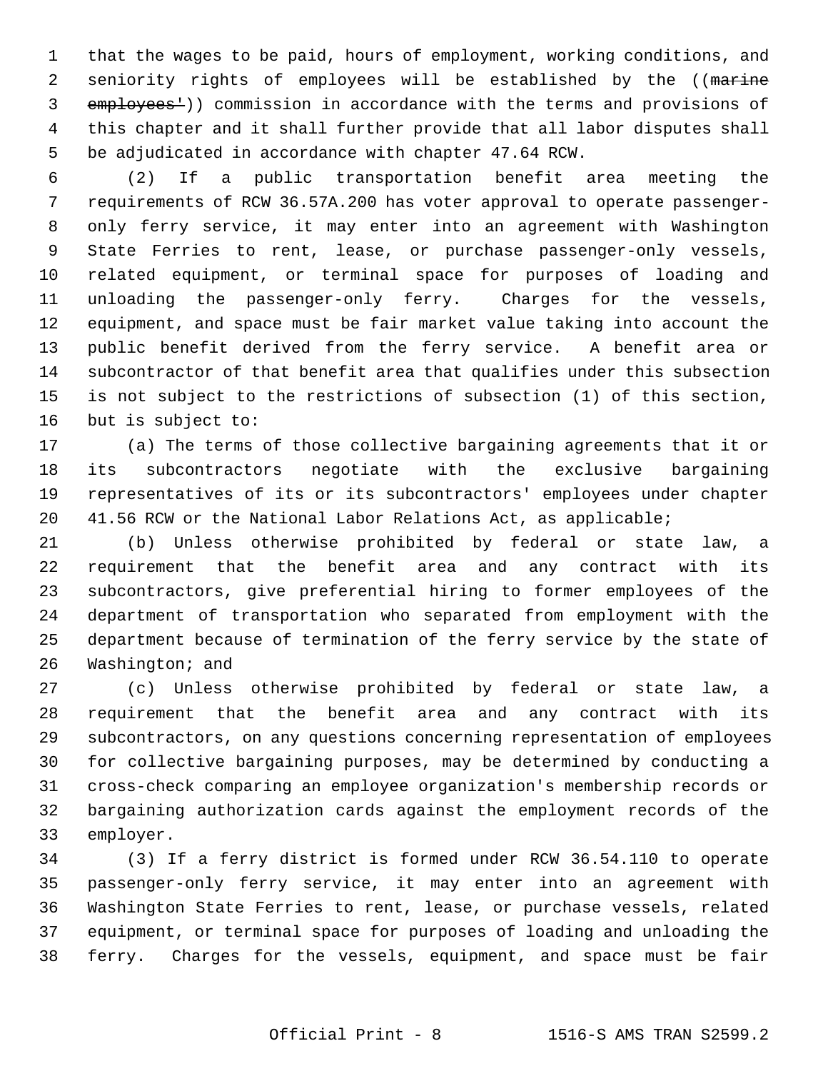that the wages to be paid, hours of employment, working conditions, and seniority rights of employees will be established by the ((~~marine employees'~~)) commission in accordance with the terms and provisions of this chapter and it shall further provide that all labor disputes shall be adjudicated in accordance with chapter 47.64 RCW.

(2) If a public transportation benefit area meeting the requirements of RCW 36.57A.200 has voter approval to operate passenger-only ferry service, it may enter into an agreement with Washington State Ferries to rent, lease, or purchase passenger-only vessels, related equipment, or terminal space for purposes of loading and unloading the passenger-only ferry. Charges for the vessels, equipment, and space must be fair market value taking into account the public benefit derived from the ferry service. A benefit area or subcontractor of that benefit area that qualifies under this subsection is not subject to the restrictions of subsection (1) of this section, but is subject to:

(a) The terms of those collective bargaining agreements that it or its subcontractors negotiate with the exclusive bargaining representatives of its or its subcontractors' employees under chapter 41.56 RCW or the National Labor Relations Act, as applicable;

(b) Unless otherwise prohibited by federal or state law, a requirement that the benefit area and any contract with its subcontractors, give preferential hiring to former employees of the department of transportation who separated from employment with the department because of termination of the ferry service by the state of Washington; and

(c) Unless otherwise prohibited by federal or state law, a requirement that the benefit area and any contract with its subcontractors, on any questions concerning representation of employees for collective bargaining purposes, may be determined by conducting a cross-check comparing an employee organization's membership records or bargaining authorization cards against the employment records of the employer.

(3) If a ferry district is formed under RCW 36.54.110 to operate passenger-only ferry service, it may enter into an agreement with Washington State Ferries to rent, lease, or purchase vessels, related equipment, or terminal space for purposes of loading and unloading the ferry. Charges for the vessels, equipment, and space must be fair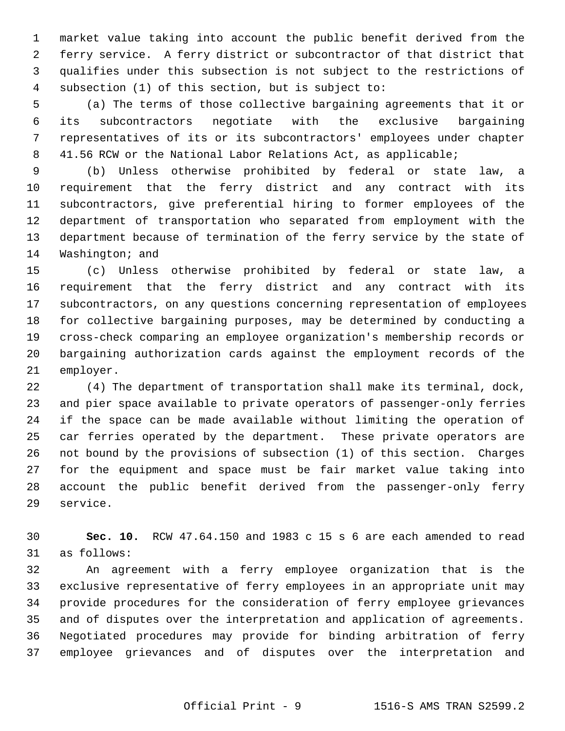market value taking into account the public benefit derived from the ferry service. A ferry district or subcontractor of that district that qualifies under this subsection is not subject to the restrictions of subsection (1) of this section, but is subject to:

(a) The terms of those collective bargaining agreements that it or its subcontractors negotiate with the exclusive bargaining representatives of its or its subcontractors' employees under chapter 41.56 RCW or the National Labor Relations Act, as applicable;

(b) Unless otherwise prohibited by federal or state law, a requirement that the ferry district and any contract with its subcontractors, give preferential hiring to former employees of the department of transportation who separated from employment with the department because of termination of the ferry service by the state of Washington; and

(c) Unless otherwise prohibited by federal or state law, a requirement that the ferry district and any contract with its subcontractors, on any questions concerning representation of employees for collective bargaining purposes, may be determined by conducting a cross-check comparing an employee organization's membership records or bargaining authorization cards against the employment records of the employer.

(4) The department of transportation shall make its terminal, dock, and pier space available to private operators of passenger-only ferries if the space can be made available without limiting the operation of car ferries operated by the department. These private operators are not bound by the provisions of subsection (1) of this section. Charges for the equipment and space must be fair market value taking into account the public benefit derived from the passenger-only ferry service.

**Sec. 10.** RCW 47.64.150 and 1983 c 15 s 6 are each amended to read as follows:

An agreement with a ferry employee organization that is the exclusive representative of ferry employees in an appropriate unit may provide procedures for the consideration of ferry employee grievances and of disputes over the interpretation and application of agreements. Negotiated procedures may provide for binding arbitration of ferry employee grievances and of disputes over the interpretation and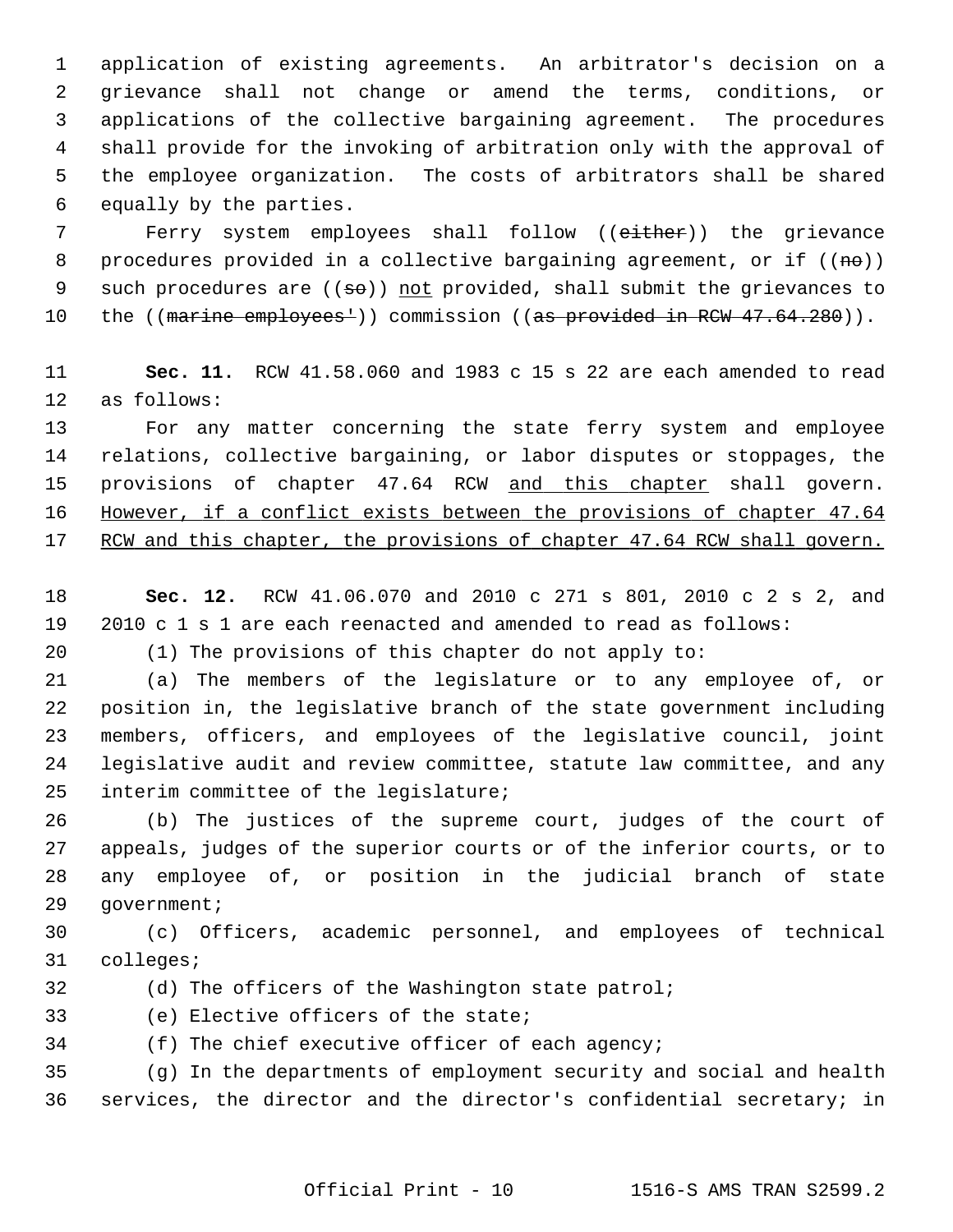application of existing agreements. An arbitrator's decision on a grievance shall not change or amend the terms, conditions, or applications of the collective bargaining agreement. The procedures shall provide for the invoking of arbitration only with the approval of the employee organization. The costs of arbitrators shall be shared equally by the parties.

Ferry system employees shall follow ((~~either~~)) the grievance procedures provided in a collective bargaining agreement, or if ((~~no~~)) such procedures are ((~~so~~)) <u>not</u> provided, shall submit the grievances to the ((~~marine employees'~~)) commission ((~~as provided in RCW 47.64.280~~)).

**Sec. 11.** RCW 41.58.060 and 1983 c 15 s 22 are each amended to read as follows:

For any matter concerning the state ferry system and employee relations, collective bargaining, or labor disputes or stoppages, the provisions of chapter 47.64 RCW <u>and this chapter</u> shall govern. <u>However, if a conflict exists between the provisions of chapter 47.64 RCW and this chapter, the provisions of chapter 47.64 RCW shall govern.</u>

**Sec. 12.** RCW 41.06.070 and 2010 c 271 s 801, 2010 c 2 s 2, and 2010 c 1 s 1 are each reenacted and amended to read as follows:

(1) The provisions of this chapter do not apply to:

(a) The members of the legislature or to any employee of, or position in, the legislative branch of the state government including members, officers, and employees of the legislative council, joint legislative audit and review committee, statute law committee, and any interim committee of the legislature;

(b) The justices of the supreme court, judges of the court of appeals, judges of the superior courts or of the inferior courts, or to any employee of, or position in the judicial branch of state government;

(c) Officers, academic personnel, and employees of technical colleges;

(d) The officers of the Washington state patrol;

(e) Elective officers of the state;

(f) The chief executive officer of each agency;

(g) In the departments of employment security and social and health services, the director and the director's confidential secretary; in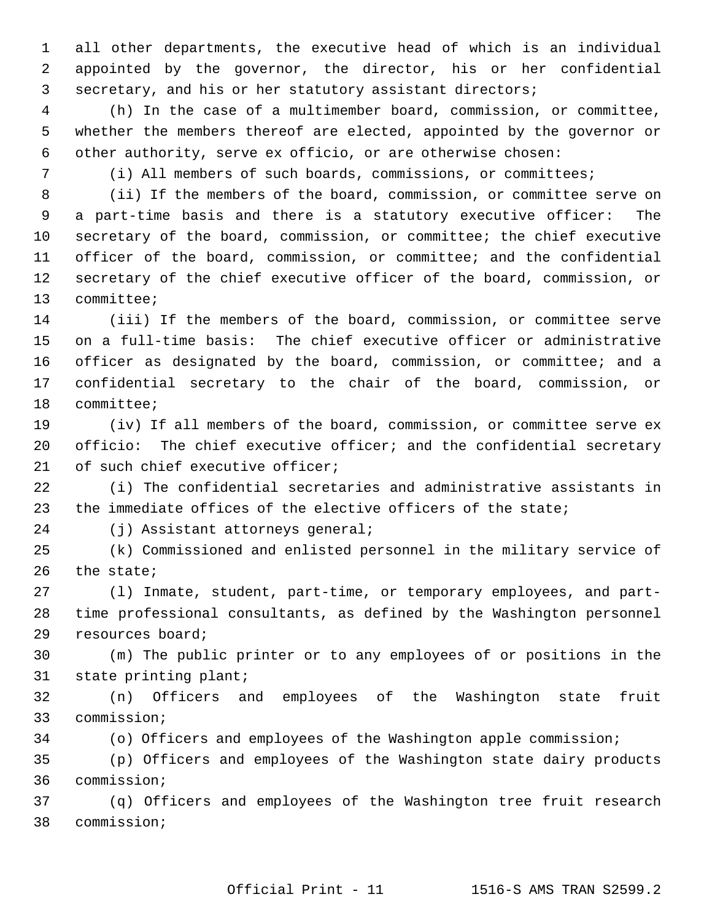all other departments, the executive head of which is an individual appointed by the governor, the director, his or her confidential secretary, and his or her statutory assistant directors;

(h) In the case of a multimember board, commission, or committee, whether the members thereof are elected, appointed by the governor or other authority, serve ex officio, or are otherwise chosen:

(i) All members of such boards, commissions, or committees;

(ii) If the members of the board, commission, or committee serve on a part-time basis and there is a statutory executive officer: The secretary of the board, commission, or committee; the chief executive officer of the board, commission, or committee; and the confidential secretary of the chief executive officer of the board, commission, or committee;

(iii) If the members of the board, commission, or committee serve on a full-time basis: The chief executive officer or administrative officer as designated by the board, commission, or committee; and a confidential secretary to the chair of the board, commission, or committee;

(iv) If all members of the board, commission, or committee serve ex officio: The chief executive officer; and the confidential secretary of such chief executive officer;

(i) The confidential secretaries and administrative assistants in the immediate offices of the elective officers of the state;

(j) Assistant attorneys general;

(k) Commissioned and enlisted personnel in the military service of the state;

(l) Inmate, student, part-time, or temporary employees, and part-time professional consultants, as defined by the Washington personnel resources board;

(m) The public printer or to any employees of or positions in the state printing plant;

(n) Officers and employees of the Washington state fruit commission;

(o) Officers and employees of the Washington apple commission;

(p) Officers and employees of the Washington state dairy products commission;

(q) Officers and employees of the Washington tree fruit research commission;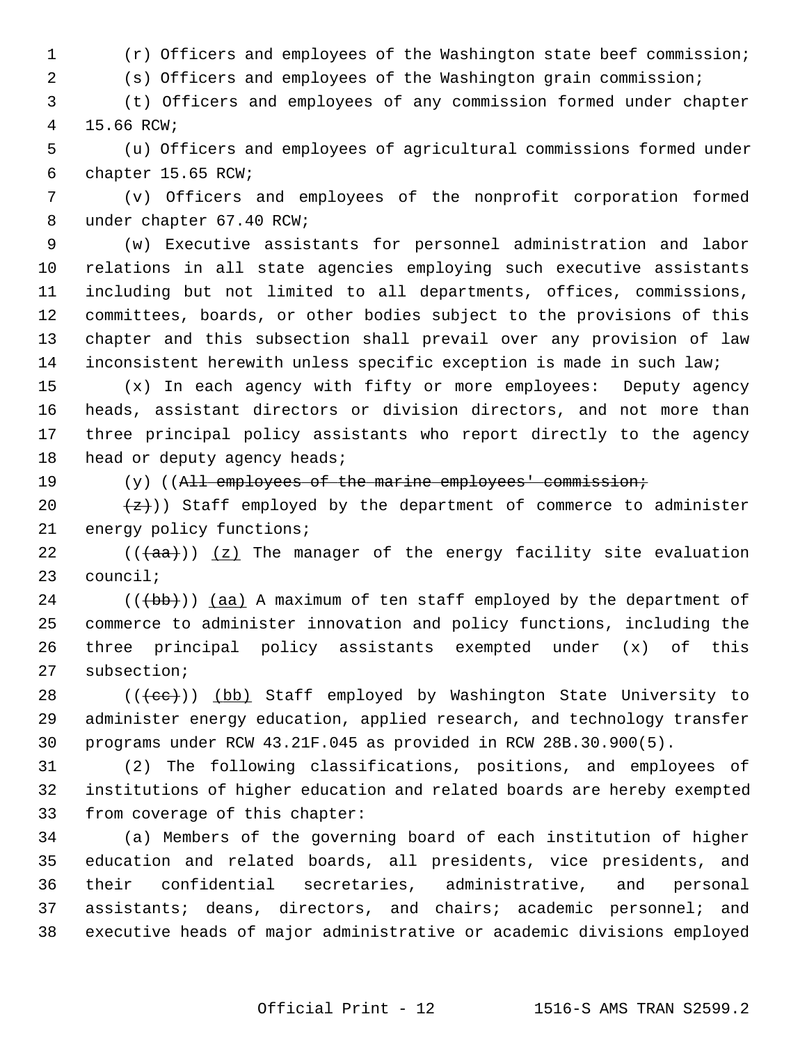(r) Officers and employees of the Washington state beef commission;

(s) Officers and employees of the Washington grain commission;

(t) Officers and employees of any commission formed under chapter 15.66 RCW;

(u) Officers and employees of agricultural commissions formed under chapter 15.65 RCW;

(v) Officers and employees of the nonprofit corporation formed under chapter 67.40 RCW;

(w) Executive assistants for personnel administration and labor relations in all state agencies employing such executive assistants including but not limited to all departments, offices, commissions, committees, boards, or other bodies subject to the provisions of this chapter and this subsection shall prevail over any provision of law inconsistent herewith unless specific exception is made in such law;

(x) In each agency with fifty or more employees: Deputy agency heads, assistant directors or division directors, and not more than three principal policy assistants who report directly to the agency head or deputy agency heads;

(y) ((~~All employees of the marine employees' commission;~~

~~(z)~~)) Staff employed by the department of commerce to administer energy policy functions;

((~~(aa)~~)) <u>(z)</u> The manager of the energy facility site evaluation council;

((~~(bb)~~)) <u>(aa)</u> A maximum of ten staff employed by the department of commerce to administer innovation and policy functions, including the three principal policy assistants exempted under (x) of this subsection;

((~~(cc)~~)) <u>(bb)</u> Staff employed by Washington State University to administer energy education, applied research, and technology transfer programs under RCW 43.21F.045 as provided in RCW 28B.30.900(5).

(2) The following classifications, positions, and employees of institutions of higher education and related boards are hereby exempted from coverage of this chapter:

(a) Members of the governing board of each institution of higher education and related boards, all presidents, vice presidents, and their confidential secretaries, administrative, and personal assistants; deans, directors, and chairs; academic personnel; and executive heads of major administrative or academic divisions employed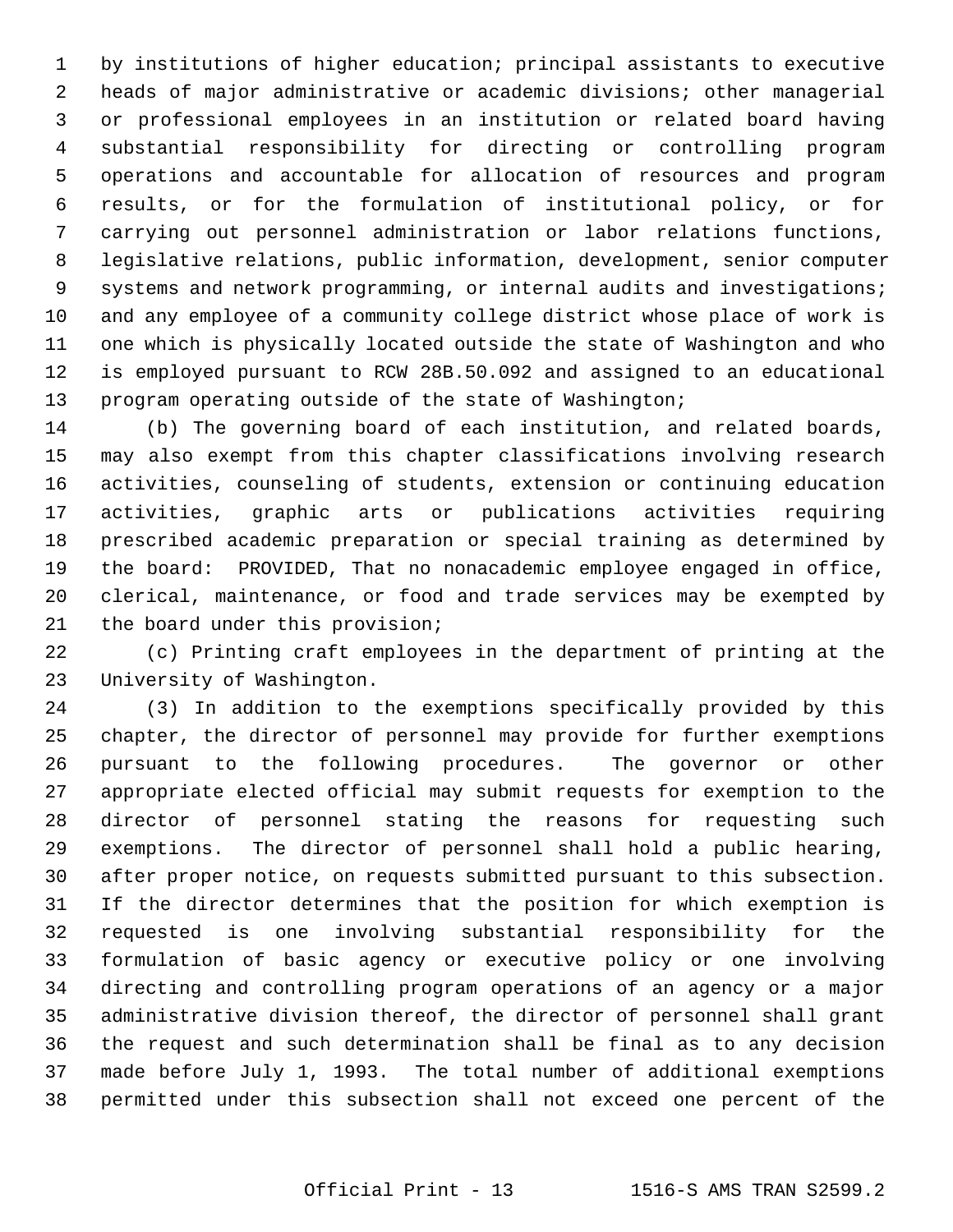by institutions of higher education; principal assistants to executive heads of major administrative or academic divisions; other managerial or professional employees in an institution or related board having substantial responsibility for directing or controlling program operations and accountable for allocation of resources and program results, or for the formulation of institutional policy, or for carrying out personnel administration or labor relations functions, legislative relations, public information, development, senior computer systems and network programming, or internal audits and investigations; and any employee of a community college district whose place of work is one which is physically located outside the state of Washington and who is employed pursuant to RCW 28B.50.092 and assigned to an educational program operating outside of the state of Washington;

(b) The governing board of each institution, and related boards, may also exempt from this chapter classifications involving research activities, counseling of students, extension or continuing education activities, graphic arts or publications activities requiring prescribed academic preparation or special training as determined by the board: PROVIDED, That no nonacademic employee engaged in office, clerical, maintenance, or food and trade services may be exempted by the board under this provision;

(c) Printing craft employees in the department of printing at the University of Washington.

(3) In addition to the exemptions specifically provided by this chapter, the director of personnel may provide for further exemptions pursuant to the following procedures. The governor or other appropriate elected official may submit requests for exemption to the director of personnel stating the reasons for requesting such exemptions. The director of personnel shall hold a public hearing, after proper notice, on requests submitted pursuant to this subsection. If the director determines that the position for which exemption is requested is one involving substantial responsibility for the formulation of basic agency or executive policy or one involving directing and controlling program operations of an agency or a major administrative division thereof, the director of personnel shall grant the request and such determination shall be final as to any decision made before July 1, 1993. The total number of additional exemptions permitted under this subsection shall not exceed one percent of the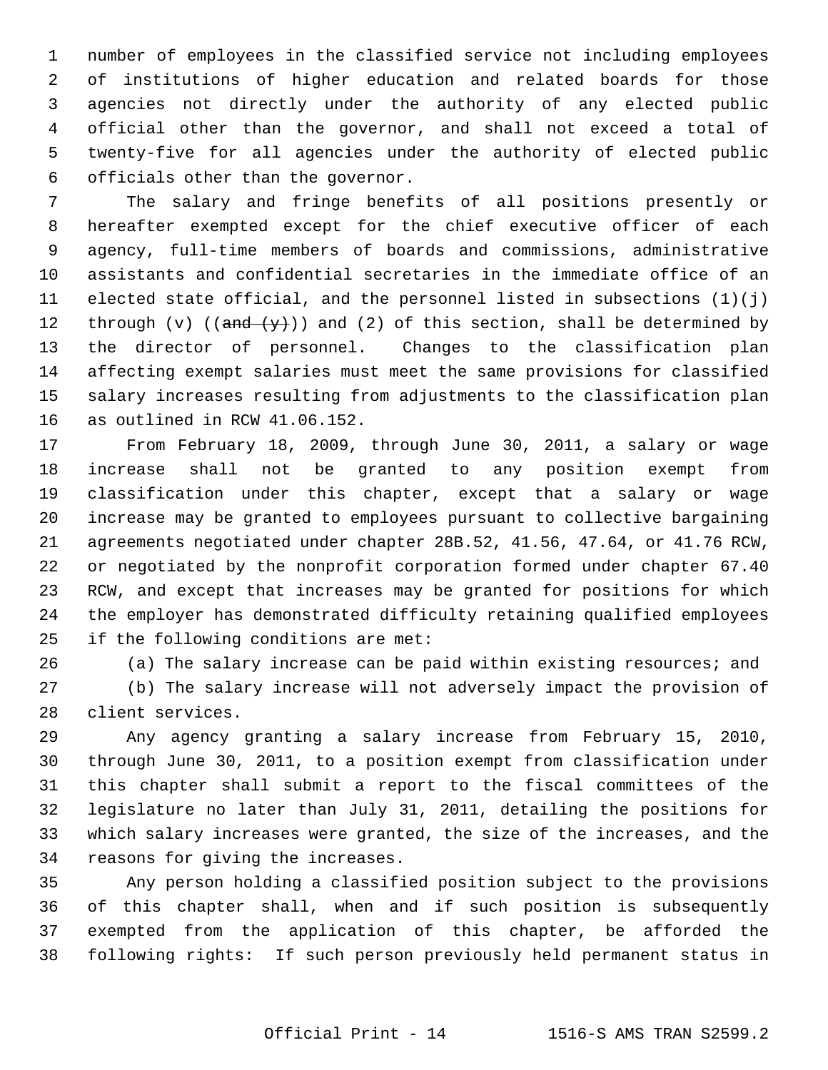number of employees in the classified service not including employees of institutions of higher education and related boards for those agencies not directly under the authority of any elected public official other than the governor, and shall not exceed a total of twenty-five for all agencies under the authority of elected public officials other than the governor.

The salary and fringe benefits of all positions presently or hereafter exempted except for the chief executive officer of each agency, full-time members of boards and commissions, administrative assistants and confidential secretaries in the immediate office of an elected state official, and the personnel listed in subsections (1)(j) through (v) ((~~and (y)~~)) and (2) of this section, shall be determined by the director of personnel. Changes to the classification plan affecting exempt salaries must meet the same provisions for classified salary increases resulting from adjustments to the classification plan as outlined in RCW 41.06.152.

From February 18, 2009, through June 30, 2011, a salary or wage increase shall not be granted to any position exempt from classification under this chapter, except that a salary or wage increase may be granted to employees pursuant to collective bargaining agreements negotiated under chapter 28B.52, 41.56, 47.64, or 41.76 RCW, or negotiated by the nonprofit corporation formed under chapter 67.40 RCW, and except that increases may be granted for positions for which the employer has demonstrated difficulty retaining qualified employees if the following conditions are met:

(a) The salary increase can be paid within existing resources; and

(b) The salary increase will not adversely impact the provision of client services.

Any agency granting a salary increase from February 15, 2010, through June 30, 2011, to a position exempt from classification under this chapter shall submit a report to the fiscal committees of the legislature no later than July 31, 2011, detailing the positions for which salary increases were granted, the size of the increases, and the reasons for giving the increases.

Any person holding a classified position subject to the provisions of this chapter shall, when and if such position is subsequently exempted from the application of this chapter, be afforded the following rights: If such person previously held permanent status in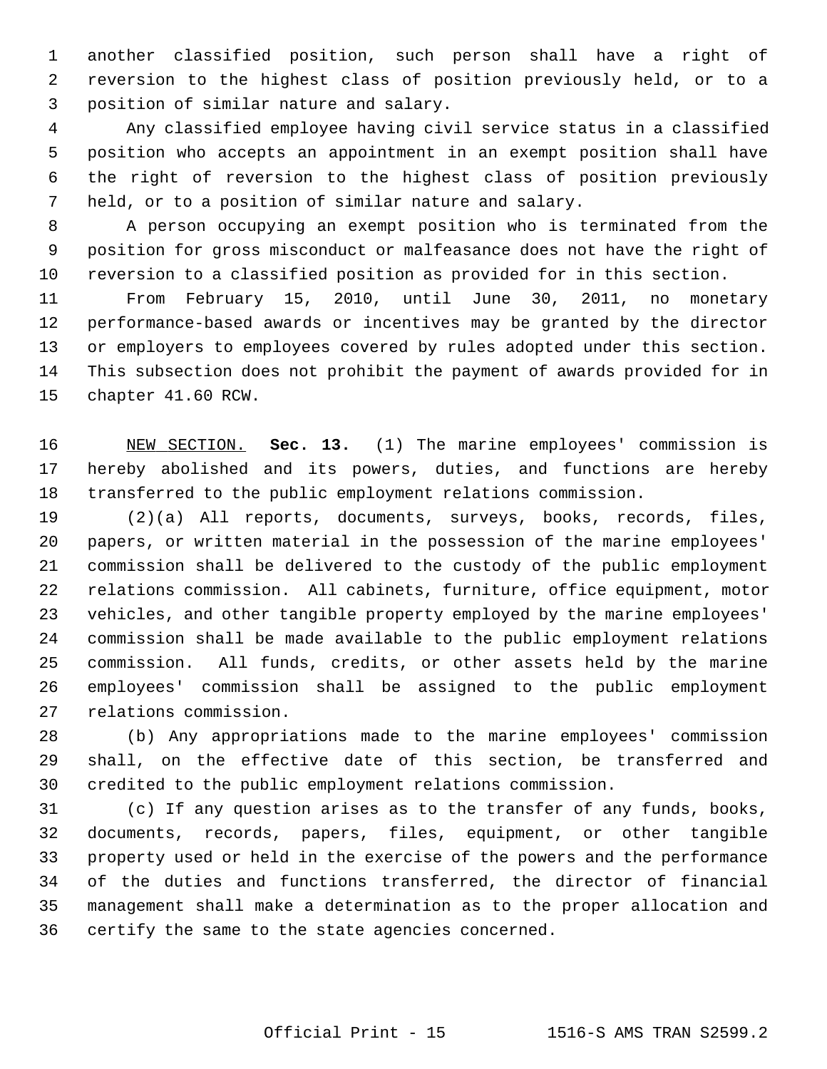another classified position, such person shall have a right of reversion to the highest class of position previously held, or to a position of similar nature and salary.

Any classified employee having civil service status in a classified position who accepts an appointment in an exempt position shall have the right of reversion to the highest class of position previously held, or to a position of similar nature and salary.

A person occupying an exempt position who is terminated from the position for gross misconduct or malfeasance does not have the right of reversion to a classified position as provided for in this section.

From February 15, 2010, until June 30, 2011, no monetary performance-based awards or incentives may be granted by the director or employers to employees covered by rules adopted under this section. This subsection does not prohibit the payment of awards provided for in chapter 41.60 RCW.

NEW SECTION. **Sec. 13.** (1) The marine employees' commission is hereby abolished and its powers, duties, and functions are hereby transferred to the public employment relations commission.

(2)(a) All reports, documents, surveys, books, records, files, papers, or written material in the possession of the marine employees' commission shall be delivered to the custody of the public employment relations commission. All cabinets, furniture, office equipment, motor vehicles, and other tangible property employed by the marine employees' commission shall be made available to the public employment relations commission. All funds, credits, or other assets held by the marine employees' commission shall be assigned to the public employment relations commission.

(b) Any appropriations made to the marine employees' commission shall, on the effective date of this section, be transferred and credited to the public employment relations commission.

(c) If any question arises as to the transfer of any funds, books, documents, records, papers, files, equipment, or other tangible property used or held in the exercise of the powers and the performance of the duties and functions transferred, the director of financial management shall make a determination as to the proper allocation and certify the same to the state agencies concerned.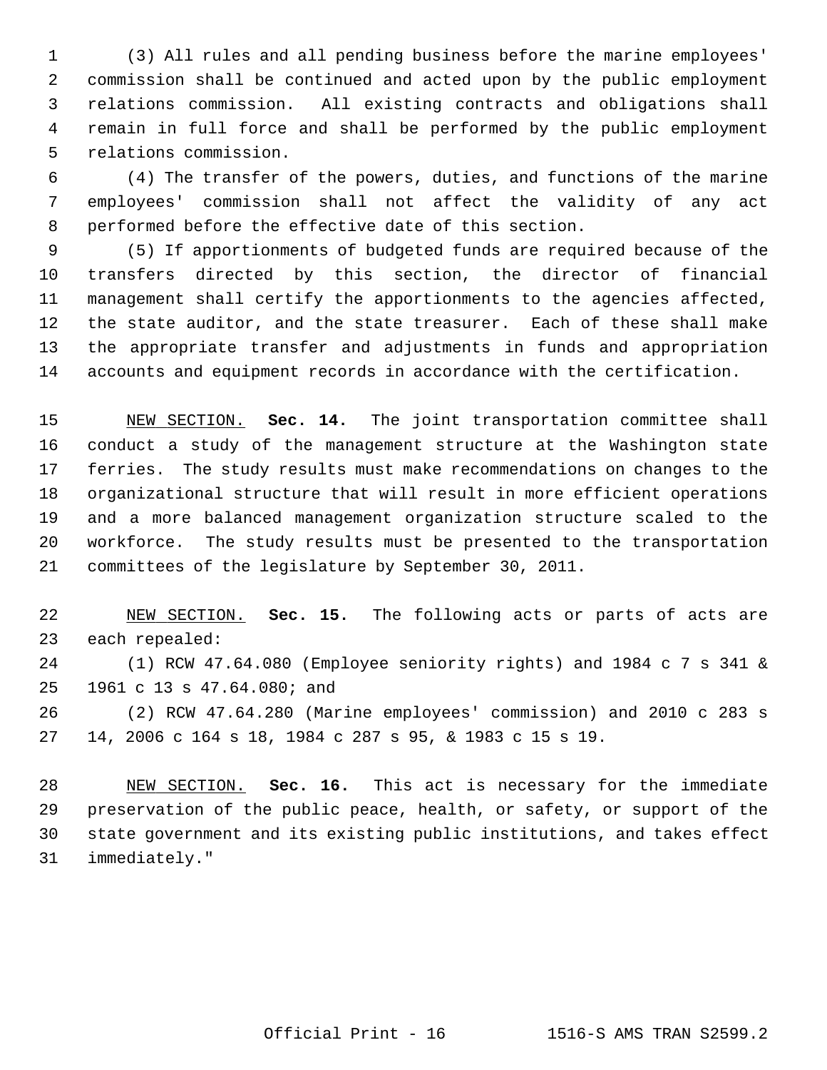(3) All rules and all pending business before the marine employees' commission shall be continued and acted upon by the public employment relations commission. All existing contracts and obligations shall remain in full force and shall be performed by the public employment relations commission.

(4) The transfer of the powers, duties, and functions of the marine employees' commission shall not affect the validity of any act performed before the effective date of this section.

(5) If apportionments of budgeted funds are required because of the transfers directed by this section, the director of financial management shall certify the apportionments to the agencies affected, the state auditor, and the state treasurer. Each of these shall make the appropriate transfer and adjustments in funds and appropriation accounts and equipment records in accordance with the certification.

NEW SECTION. **Sec. 14.** The joint transportation committee shall conduct a study of the management structure at the Washington state ferries. The study results must make recommendations on changes to the organizational structure that will result in more efficient operations and a more balanced management organization structure scaled to the workforce. The study results must be presented to the transportation committees of the legislature by September 30, 2011.

NEW SECTION. **Sec. 15.** The following acts or parts of acts are each repealed:

(1) RCW 47.64.080 (Employee seniority rights) and 1984 c 7 s 341 & 1961 c 13 s 47.64.080; and

(2) RCW 47.64.280 (Marine employees' commission) and 2010 c 283 s 14, 2006 c 164 s 18, 1984 c 287 s 95, & 1983 c 15 s 19.

NEW SECTION. **Sec. 16.** This act is necessary for the immediate preservation of the public peace, health, or safety, or support of the state government and its existing public institutions, and takes effect immediately."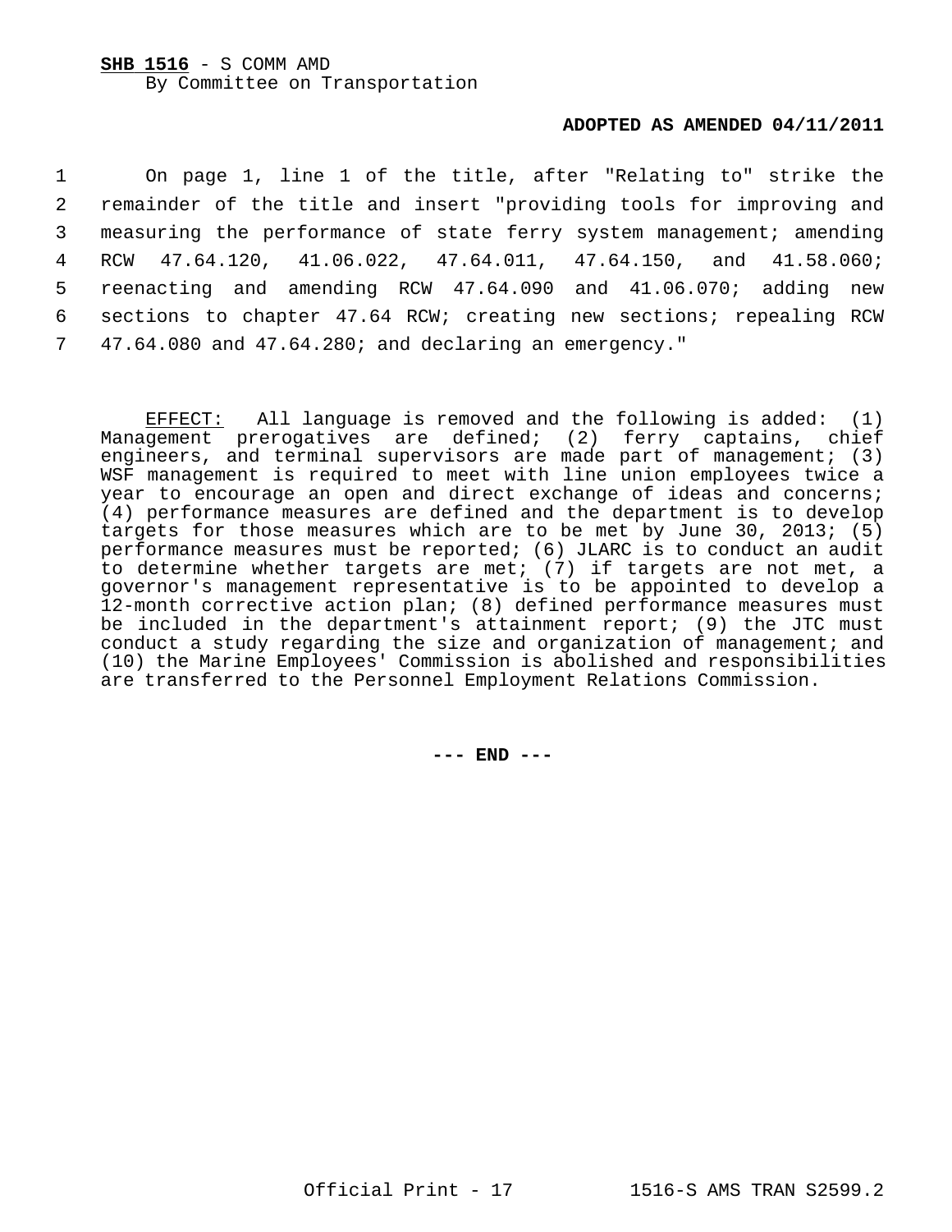**SHB 1516** - S COMM AMD
By Committee on Transportation

**ADOPTED AS AMENDED 04/11/2011**

1 On page 1, line 1 of the title, after "Relating to" strike the
2 remainder of the title and insert "providing tools for improving and
3 measuring the performance of state ferry system management; amending
4 RCW 47.64.120, 41.06.022, 47.64.011, 47.64.150, and 41.58.060;
5 reenacting and amending RCW 47.64.090 and 41.06.070; adding new
6 sections to chapter 47.64 RCW; creating new sections; repealing RCW
7 47.64.080 and 47.64.280; and declaring an emergency."

EFFECT: All language is removed and the following is added: (1) Management prerogatives are defined; (2) ferry captains, chief engineers, and terminal supervisors are made part of management; (3) WSF management is required to meet with line union employees twice a year to encourage an open and direct exchange of ideas and concerns; (4) performance measures are defined and the department is to develop targets for those measures which are to be met by June 30, 2013; (5) performance measures must be reported; (6) JLARC is to conduct an audit to determine whether targets are met; (7) if targets are not met, a governor's management representative is to be appointed to develop a 12-month corrective action plan; (8) defined performance measures must be included in the department's attainment report; (9) the JTC must conduct a study regarding the size and organization of management; and (10) the Marine Employees' Commission is abolished and responsibilities are transferred to the Personnel Employment Relations Commission.

**--- END ---**